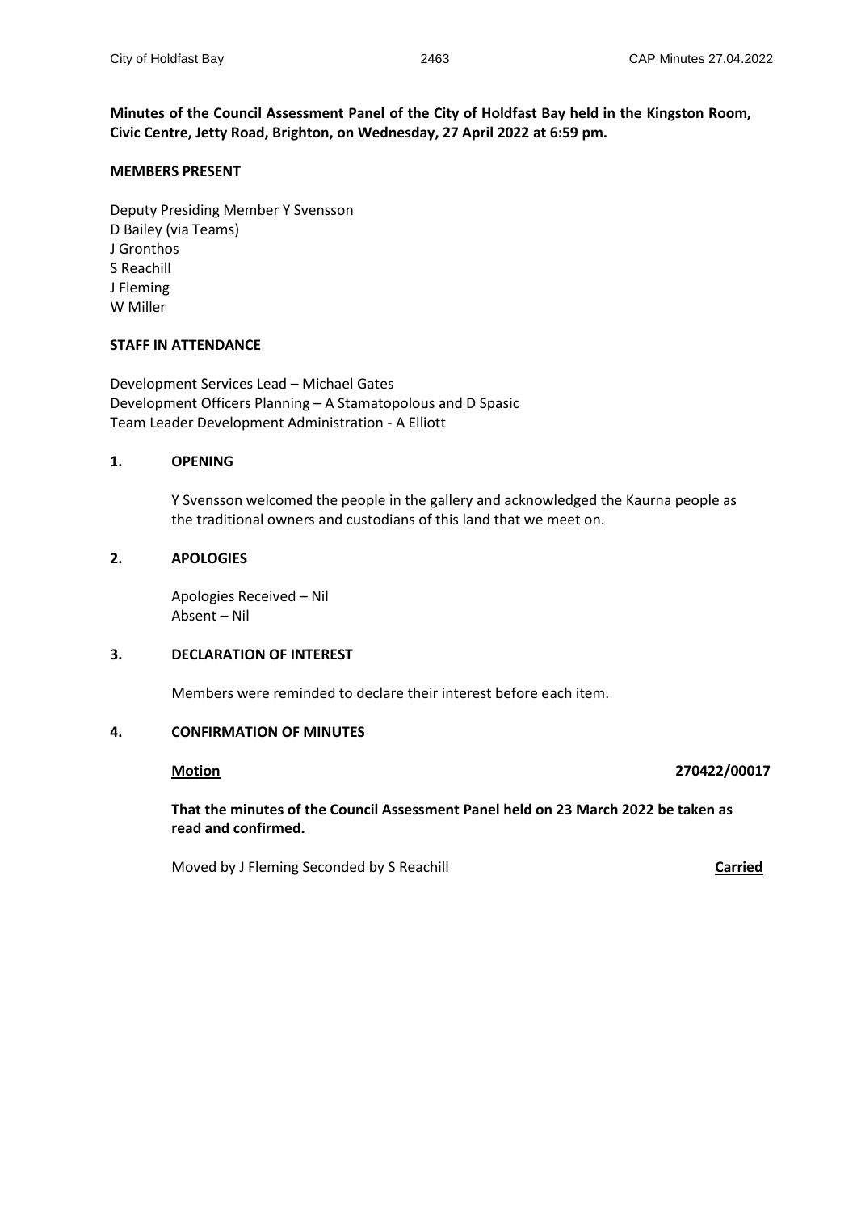**Minutes of the Council Assessment Panel of the City of Holdfast Bay held in the Kingston Room, Civic Centre, Jetty Road, Brighton, on Wednesday, 27 April 2022 at 6:59 pm.**

**MEMBERS PRESENT**

Deputy Presiding Member Y Svensson
D Bailey (via Teams)
J Gronthos
S Reachill
J Fleming
W Miller

**STAFF IN ATTENDANCE**

Development Services Lead – Michael Gates
Development Officers Planning – A Stamatopolous and D Spasic
Team Leader Development Administration - A Elliott

## 1. OPENING

Y Svensson welcomed the people in the gallery and acknowledged the Kaurna people as the traditional owners and custodians of this land that we meet on.

## 2. APOLOGIES

Apologies Received – Nil
Absent – Nil

## 3. DECLARATION OF INTEREST

Members were reminded to declare their interest before each item.

## 4. CONFIRMATION OF MINUTES

**Motion** **270422/00017**

**That the minutes of the Council Assessment Panel held on 23 March 2022 be taken as read and confirmed.**

Moved by J Fleming Seconded by S Reachill **Carried**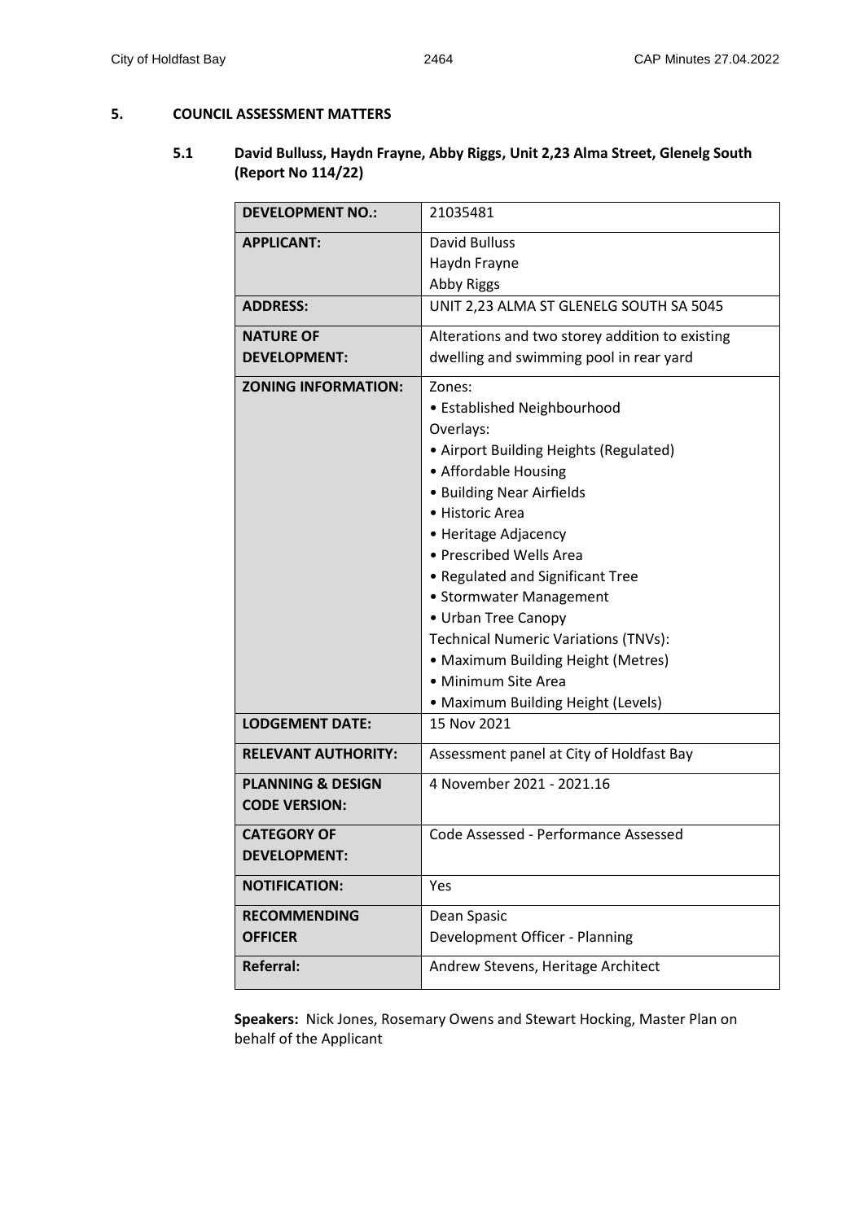## 5. COUNCIL ASSESSMENT MATTERS

### 5.1 David Bulluss, Haydn Frayne, Abby Riggs, Unit 2,23 Alma Street, Glenelg South (Report No 114/22)

| | |
|---|---|
| **DEVELOPMENT NO.:** | 21035481 |
| **APPLICANT:** | David Bulluss<br>Haydn Frayne<br>Abby Riggs |
| **ADDRESS:** | UNIT 2,23 ALMA ST GLENELG SOUTH SA 5045 |
| **NATURE OF DEVELOPMENT:** | Alterations and two storey addition to existing dwelling and swimming pool in rear yard |
| **ZONING INFORMATION:** | Zones:<br>• Established Neighbourhood<br>Overlays:<br>• Airport Building Heights (Regulated)<br>• Affordable Housing<br>• Building Near Airfields<br>• Historic Area<br>• Heritage Adjacency<br>• Prescribed Wells Area<br>• Regulated and Significant Tree<br>• Stormwater Management<br>• Urban Tree Canopy<br>Technical Numeric Variations (TNVs):<br>• Maximum Building Height (Metres)<br>• Minimum Site Area<br>• Maximum Building Height (Levels) |
| **LODGEMENT DATE:** | 15 Nov 2021 |
| **RELEVANT AUTHORITY:** | Assessment panel at City of Holdfast Bay |
| **PLANNING & DESIGN CODE VERSION:** | 4 November 2021 - 2021.16 |
| **CATEGORY OF DEVELOPMENT:** | Code Assessed - Performance Assessed |
| **NOTIFICATION:** | Yes |
| **RECOMMENDING OFFICER** | Dean Spasic<br>Development Officer - Planning |
| **Referral:** | Andrew Stevens, Heritage Architect |

**Speakers:** Nick Jones, Rosemary Owens and Stewart Hocking, Master Plan on behalf of the Applicant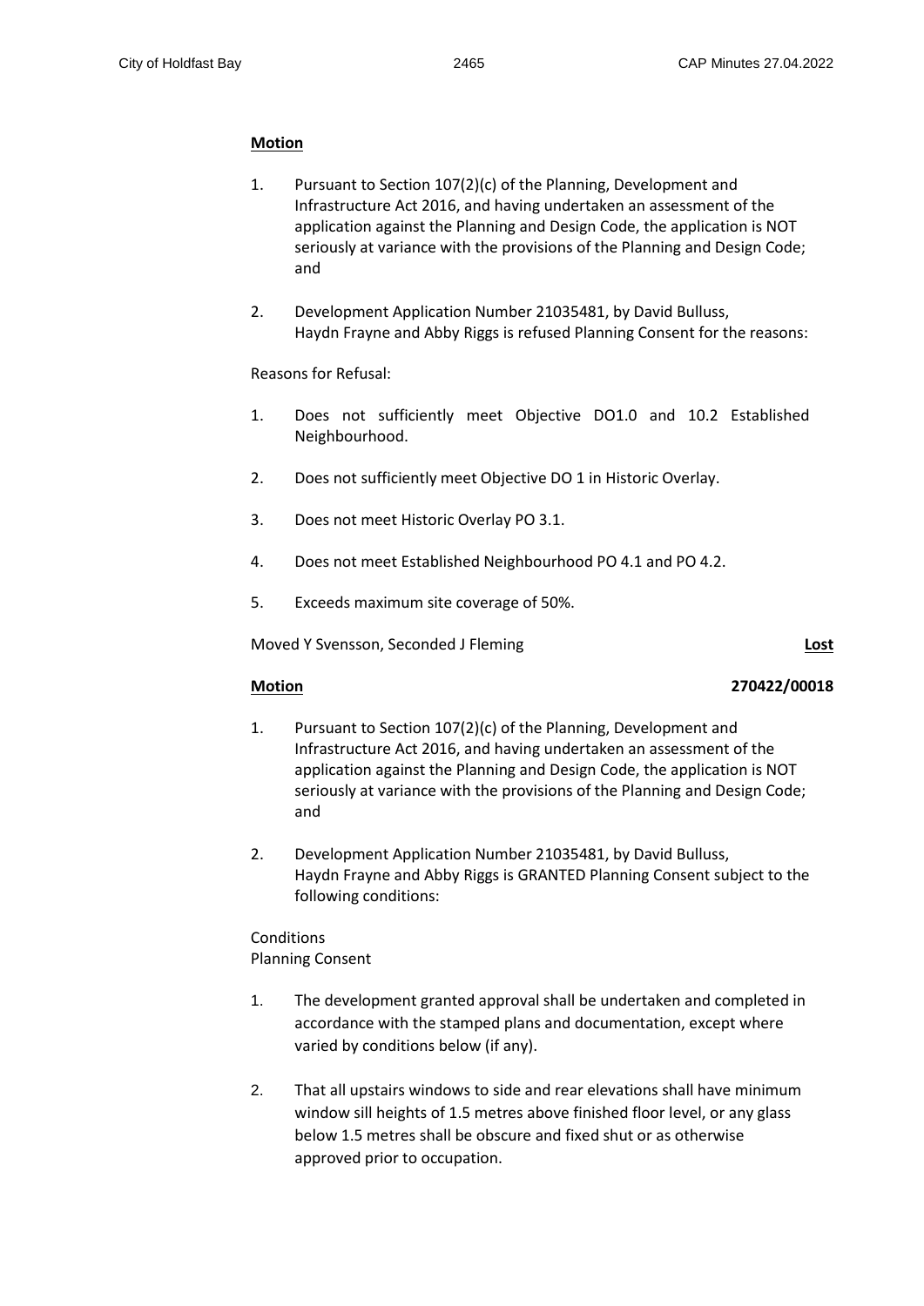**Motion**

1. Pursuant to Section 107(2)(c) of the Planning, Development and Infrastructure Act 2016, and having undertaken an assessment of the application against the Planning and Design Code, the application is NOT seriously at variance with the provisions of the Planning and Design Code; and

2. Development Application Number 21035481, by David Bulluss, Haydn Frayne and Abby Riggs is refused Planning Consent for the reasons:

Reasons for Refusal:

1. Does not sufficiently meet Objective DO1.0 and 10.2 Established Neighbourhood.

2. Does not sufficiently meet Objective DO 1 in Historic Overlay.

3. Does not meet Historic Overlay PO 3.1.

4. Does not meet Established Neighbourhood PO 4.1 and PO 4.2.

5. Exceeds maximum site coverage of 50%.

Moved Y Svensson, Seconded J Fleming **Lost**

**Motion** **270422/00018**

1. Pursuant to Section 107(2)(c) of the Planning, Development and Infrastructure Act 2016, and having undertaken an assessment of the application against the Planning and Design Code, the application is NOT seriously at variance with the provisions of the Planning and Design Code; and

2. Development Application Number 21035481, by David Bulluss, Haydn Frayne and Abby Riggs is GRANTED Planning Consent subject to the following conditions:

Conditions
Planning Consent

1. The development granted approval shall be undertaken and completed in accordance with the stamped plans and documentation, except where varied by conditions below (if any).

2. That all upstairs windows to side and rear elevations shall have minimum window sill heights of 1.5 metres above finished floor level, or any glass below 1.5 metres shall be obscure and fixed shut or as otherwise approved prior to occupation.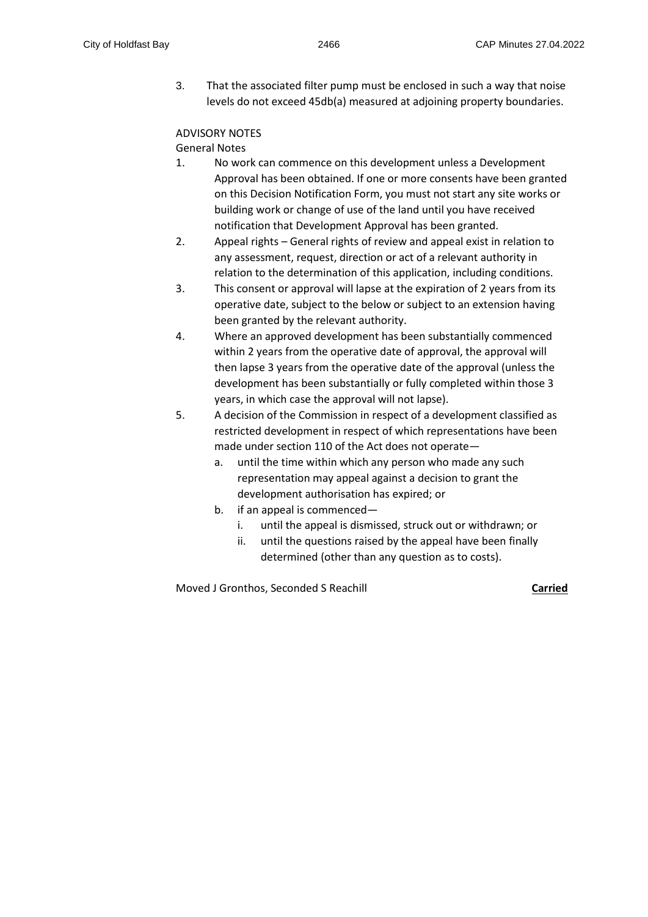3. That the associated filter pump must be enclosed in such a way that noise levels do not exceed 45db(a) measured at adjoining property boundaries.

ADVISORY NOTES

General Notes

1. No work can commence on this development unless a Development Approval has been obtained. If one or more consents have been granted on this Decision Notification Form, you must not start any site works or building work or change of use of the land until you have received notification that Development Approval has been granted.
2. Appeal rights – General rights of review and appeal exist in relation to any assessment, request, direction or act of a relevant authority in relation to the determination of this application, including conditions.
3. This consent or approval will lapse at the expiration of 2 years from its operative date, subject to the below or subject to an extension having been granted by the relevant authority.
4. Where an approved development has been substantially commenced within 2 years from the operative date of approval, the approval will then lapse 3 years from the operative date of the approval (unless the development has been substantially or fully completed within those 3 years, in which case the approval will not lapse).
5. A decision of the Commission in respect of a development classified as restricted development in respect of which representations have been made under section 110 of the Act does not operate—
   a. until the time within which any person who made any such representation may appeal against a decision to grant the development authorisation has expired; or
   b. if an appeal is commenced—
      i. until the appeal is dismissed, struck out or withdrawn; or
      ii. until the questions raised by the appeal have been finally determined (other than any question as to costs).

Moved J Gronthos, Seconded S Reachill **Carried**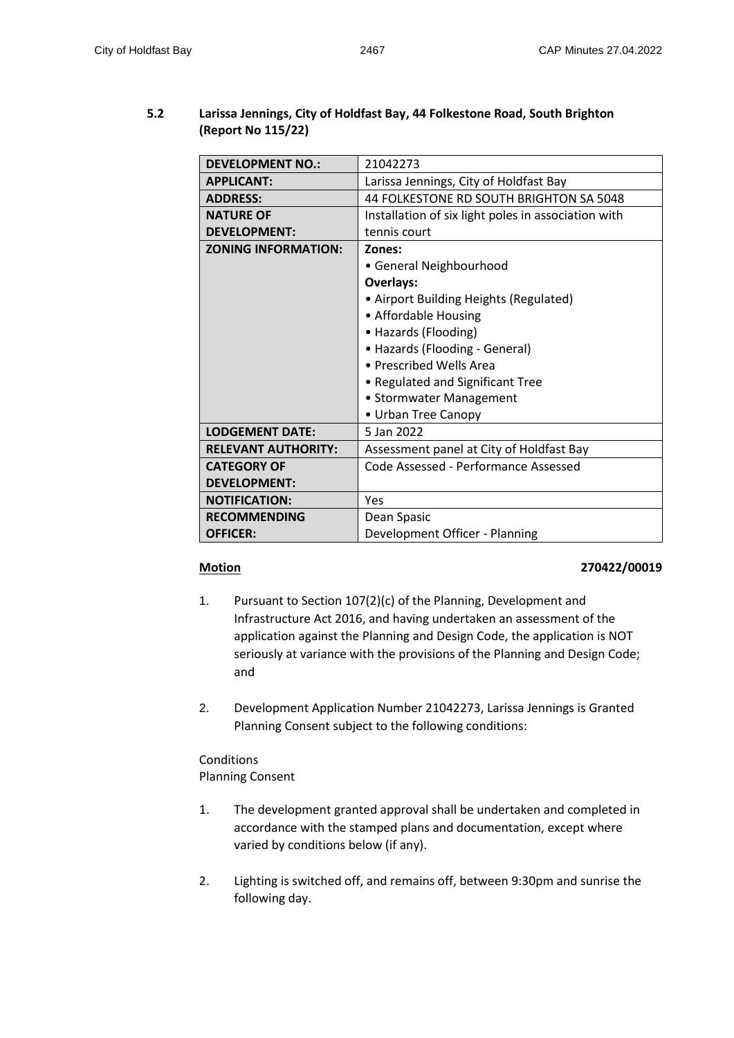### 5.2 Larissa Jennings, City of Holdfast Bay, 44 Folkestone Road, South Brighton (Report No 115/22)

| | |
|---|---|
| **DEVELOPMENT NO.:** | 21042273 |
| **APPLICANT:** | Larissa Jennings, City of Holdfast Bay |
| **ADDRESS:** | 44 FOLKESTONE RD SOUTH BRIGHTON SA 5048 |
| **NATURE OF DEVELOPMENT:** | Installation of six light poles in association with tennis court |
| **ZONING INFORMATION:** | **Zones:**<br>• General Neighbourhood<br>**Overlays:**<br>• Airport Building Heights (Regulated)<br>• Affordable Housing<br>• Hazards (Flooding)<br>• Hazards (Flooding - General)<br>• Prescribed Wells Area<br>• Regulated and Significant Tree<br>• Stormwater Management<br>• Urban Tree Canopy |
| **LODGEMENT DATE:** | 5 Jan 2022 |
| **RELEVANT AUTHORITY:** | Assessment panel at City of Holdfast Bay |
| **CATEGORY OF DEVELOPMENT:** | Code Assessed - Performance Assessed |
| **NOTIFICATION:** | Yes |
| **RECOMMENDING OFFICER:** | Dean Spasic<br>Development Officer - Planning |

**Motion** **270422/00019**

1. Pursuant to Section 107(2)(c) of the Planning, Development and Infrastructure Act 2016, and having undertaken an assessment of the application against the Planning and Design Code, the application is NOT seriously at variance with the provisions of the Planning and Design Code; and

2. Development Application Number 21042273, Larissa Jennings is Granted Planning Consent subject to the following conditions:

Conditions
Planning Consent

1. The development granted approval shall be undertaken and completed in accordance with the stamped plans and documentation, except where varied by conditions below (if any).

2. Lighting is switched off, and remains off, between 9:30pm and sunrise the following day.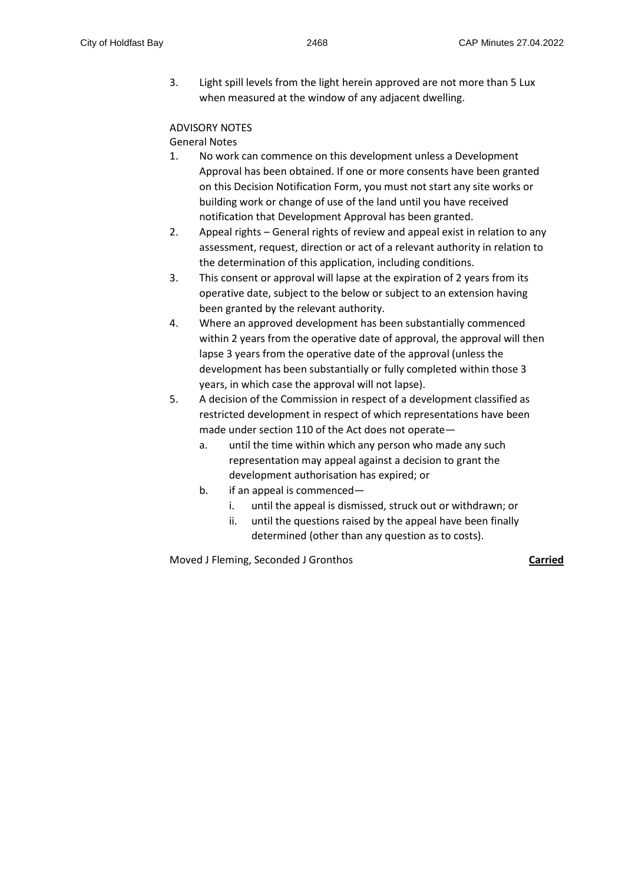3. Light spill levels from the light herein approved are not more than 5 Lux when measured at the window of any adjacent dwelling.

ADVISORY NOTES

General Notes

1. No work can commence on this development unless a Development Approval has been obtained. If one or more consents have been granted on this Decision Notification Form, you must not start any site works or building work or change of use of the land until you have received notification that Development Approval has been granted.
2. Appeal rights – General rights of review and appeal exist in relation to any assessment, request, direction or act of a relevant authority in relation to the determination of this application, including conditions.
3. This consent or approval will lapse at the expiration of 2 years from its operative date, subject to the below or subject to an extension having been granted by the relevant authority.
4. Where an approved development has been substantially commenced within 2 years from the operative date of approval, the approval will then lapse 3 years from the operative date of the approval (unless the development has been substantially or fully completed within those 3 years, in which case the approval will not lapse).
5. A decision of the Commission in respect of a development classified as restricted development in respect of which representations have been made under section 110 of the Act does not operate—
   a. until the time within which any person who made any such representation may appeal against a decision to grant the development authorisation has expired; or
   b. if an appeal is commenced—
      i. until the appeal is dismissed, struck out or withdrawn; or
      ii. until the questions raised by the appeal have been finally determined (other than any question as to costs).

Moved J Fleming, Seconded J Gronthos **Carried**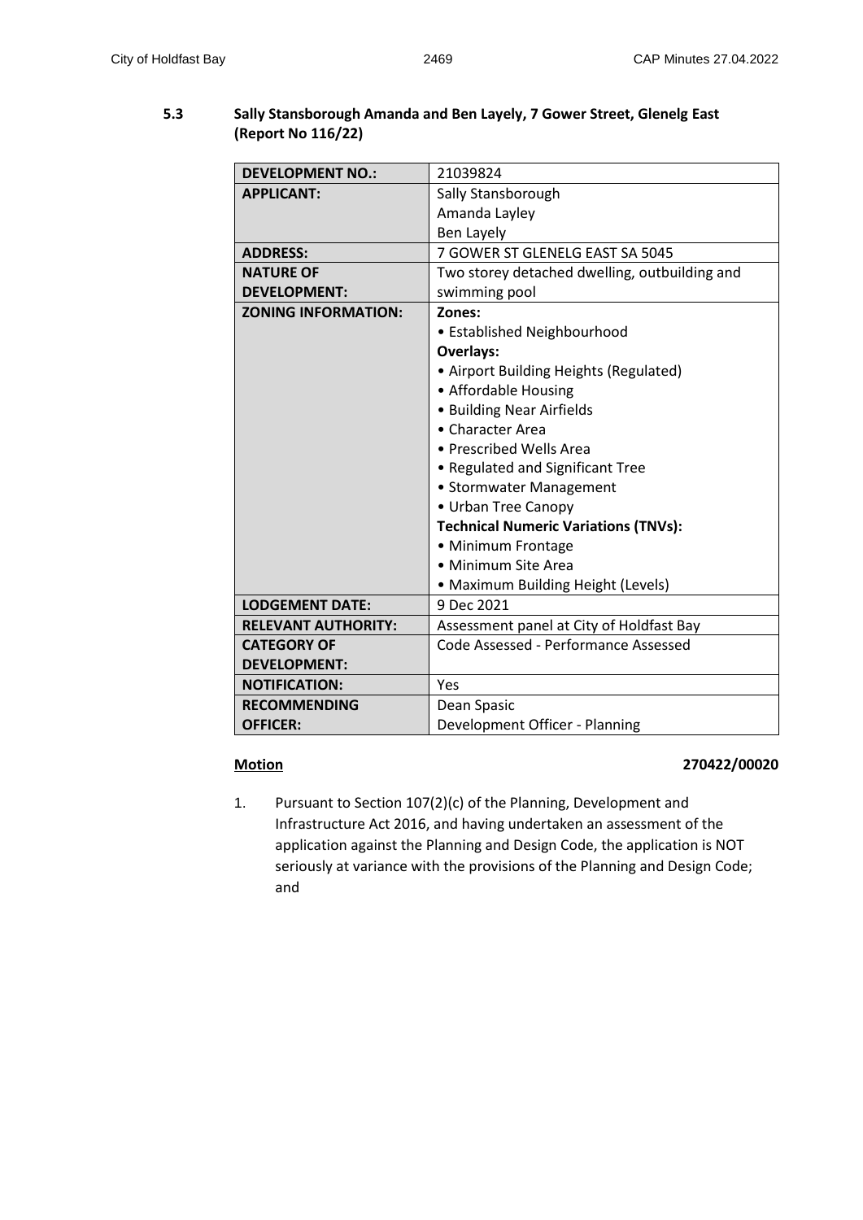**5.3 Sally Stansborough Amanda and Ben Layely, 7 Gower Street, Glenelg East (Report No 116/22)**

| | |
|---|---|
| **DEVELOPMENT NO.:** | 21039824 |
| **APPLICANT:** | Sally Stansborough<br>Amanda Layley<br>Ben Layely |
| **ADDRESS:** | 7 GOWER ST GLENELG EAST SA 5045 |
| **NATURE OF DEVELOPMENT:** | Two storey detached dwelling, outbuilding and swimming pool |
| **ZONING INFORMATION:** | **Zones:**<br>• Established Neighbourhood<br>**Overlays:**<br>• Airport Building Heights (Regulated)<br>• Affordable Housing<br>• Building Near Airfields<br>• Character Area<br>• Prescribed Wells Area<br>• Regulated and Significant Tree<br>• Stormwater Management<br>• Urban Tree Canopy<br>**Technical Numeric Variations (TNVs):**<br>• Minimum Frontage<br>• Minimum Site Area<br>• Maximum Building Height (Levels) |
| **LODGEMENT DATE:** | 9 Dec 2021 |
| **RELEVANT AUTHORITY:** | Assessment panel at City of Holdfast Bay |
| **CATEGORY OF DEVELOPMENT:** | Code Assessed - Performance Assessed |
| **NOTIFICATION:** | Yes |
| **RECOMMENDING OFFICER:** | Dean Spasic<br>Development Officer - Planning |

**Motion** **270422/00020**

1. Pursuant to Section 107(2)(c) of the Planning, Development and Infrastructure Act 2016, and having undertaken an assessment of the application against the Planning and Design Code, the application is NOT seriously at variance with the provisions of the Planning and Design Code; and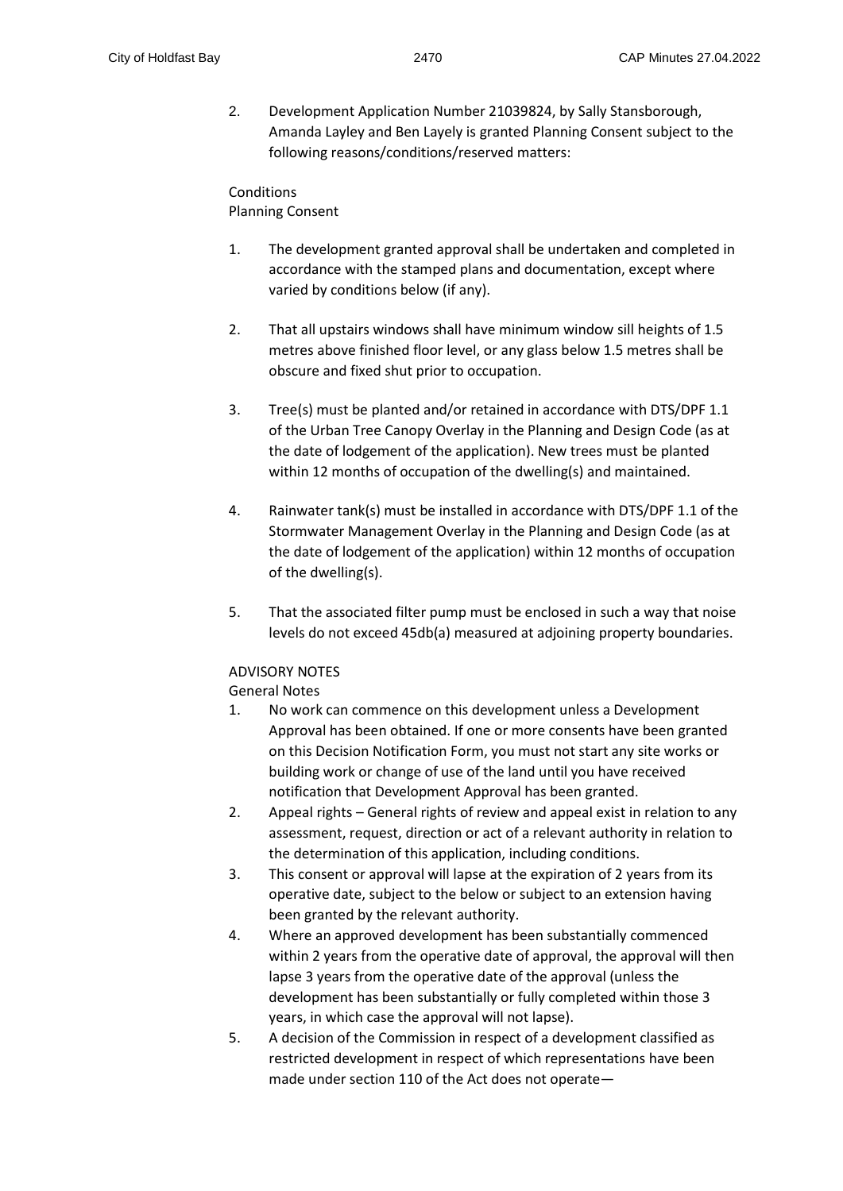2. Development Application Number 21039824, by Sally Stansborough, Amanda Layley and Ben Layely is granted Planning Consent subject to the following reasons/conditions/reserved matters:

Conditions
Planning Consent

1. The development granted approval shall be undertaken and completed in accordance with the stamped plans and documentation, except where varied by conditions below (if any).

2. That all upstairs windows shall have minimum window sill heights of 1.5 metres above finished floor level, or any glass below 1.5 metres shall be obscure and fixed shut prior to occupation.

3. Tree(s) must be planted and/or retained in accordance with DTS/DPF 1.1 of the Urban Tree Canopy Overlay in the Planning and Design Code (as at the date of lodgement of the application). New trees must be planted within 12 months of occupation of the dwelling(s) and maintained.

4. Rainwater tank(s) must be installed in accordance with DTS/DPF 1.1 of the Stormwater Management Overlay in the Planning and Design Code (as at the date of lodgement of the application) within 12 months of occupation of the dwelling(s).

5. That the associated filter pump must be enclosed in such a way that noise levels do not exceed 45db(a) measured at adjoining property boundaries.

ADVISORY NOTES
General Notes

1. No work can commence on this development unless a Development Approval has been obtained. If one or more consents have been granted on this Decision Notification Form, you must not start any site works or building work or change of use of the land until you have received notification that Development Approval has been granted.
2. Appeal rights – General rights of review and appeal exist in relation to any assessment, request, direction or act of a relevant authority in relation to the determination of this application, including conditions.
3. This consent or approval will lapse at the expiration of 2 years from its operative date, subject to the below or subject to an extension having been granted by the relevant authority.
4. Where an approved development has been substantially commenced within 2 years from the operative date of approval, the approval will then lapse 3 years from the operative date of the approval (unless the development has been substantially or fully completed within those 3 years, in which case the approval will not lapse).
5. A decision of the Commission in respect of a development classified as restricted development in respect of which representations have been made under section 110 of the Act does not operate—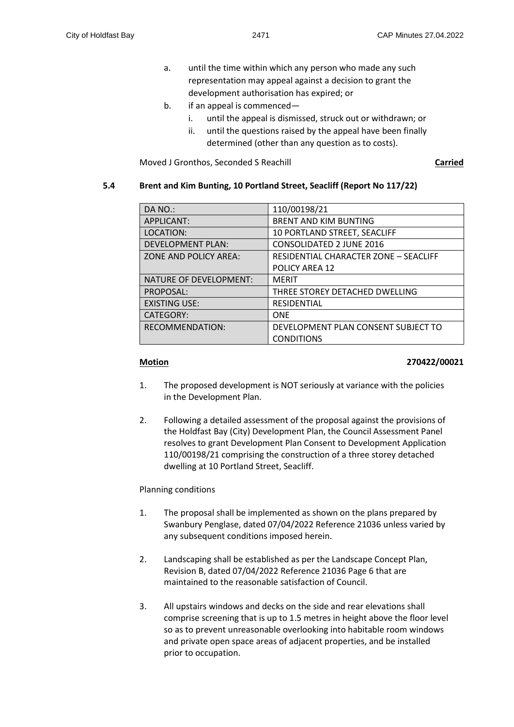a. until the time within which any person who made any such representation may appeal against a decision to grant the development authorisation has expired; or
b. if an appeal is commenced—
   i. until the appeal is dismissed, struck out or withdrawn; or
   ii. until the questions raised by the appeal have been finally determined (other than any question as to costs).

Moved J Gronthos, Seconded S Reachill **Carried**

### 5.4 Brent and Kim Bunting, 10 Portland Street, Seacliff (Report No 117/22)

| DA NO.: | 110/00198/21 |
|---|---|
| APPLICANT: | BRENT AND KIM BUNTING |
| LOCATION: | 10 PORTLAND STREET, SEACLIFF |
| DEVELOPMENT PLAN: | CONSOLIDATED 2 JUNE 2016 |
| ZONE AND POLICY AREA: | RESIDENTIAL CHARACTER ZONE – SEACLIFF POLICY AREA 12 |
| NATURE OF DEVELOPMENT: | MERIT |
| PROPOSAL: | THREE STOREY DETACHED DWELLING |
| EXISTING USE: | RESIDENTIAL |
| CATEGORY: | ONE |
| RECOMMENDATION: | DEVELOPMENT PLAN CONSENT SUBJECT TO CONDITIONS |

**Motion** **270422/00021**

1. The proposed development is NOT seriously at variance with the policies in the Development Plan.

2. Following a detailed assessment of the proposal against the provisions of the Holdfast Bay (City) Development Plan, the Council Assessment Panel resolves to grant Development Plan Consent to Development Application 110/00198/21 comprising the construction of a three storey detached dwelling at 10 Portland Street, Seacliff.

Planning conditions

1. The proposal shall be implemented as shown on the plans prepared by Swanbury Penglase, dated 07/04/2022 Reference 21036 unless varied by any subsequent conditions imposed herein.

2. Landscaping shall be established as per the Landscape Concept Plan, Revision B, dated 07/04/2022 Reference 21036 Page 6 that are maintained to the reasonable satisfaction of Council.

3. All upstairs windows and decks on the side and rear elevations shall comprise screening that is up to 1.5 metres in height above the floor level so as to prevent unreasonable overlooking into habitable room windows and private open space areas of adjacent properties, and be installed prior to occupation.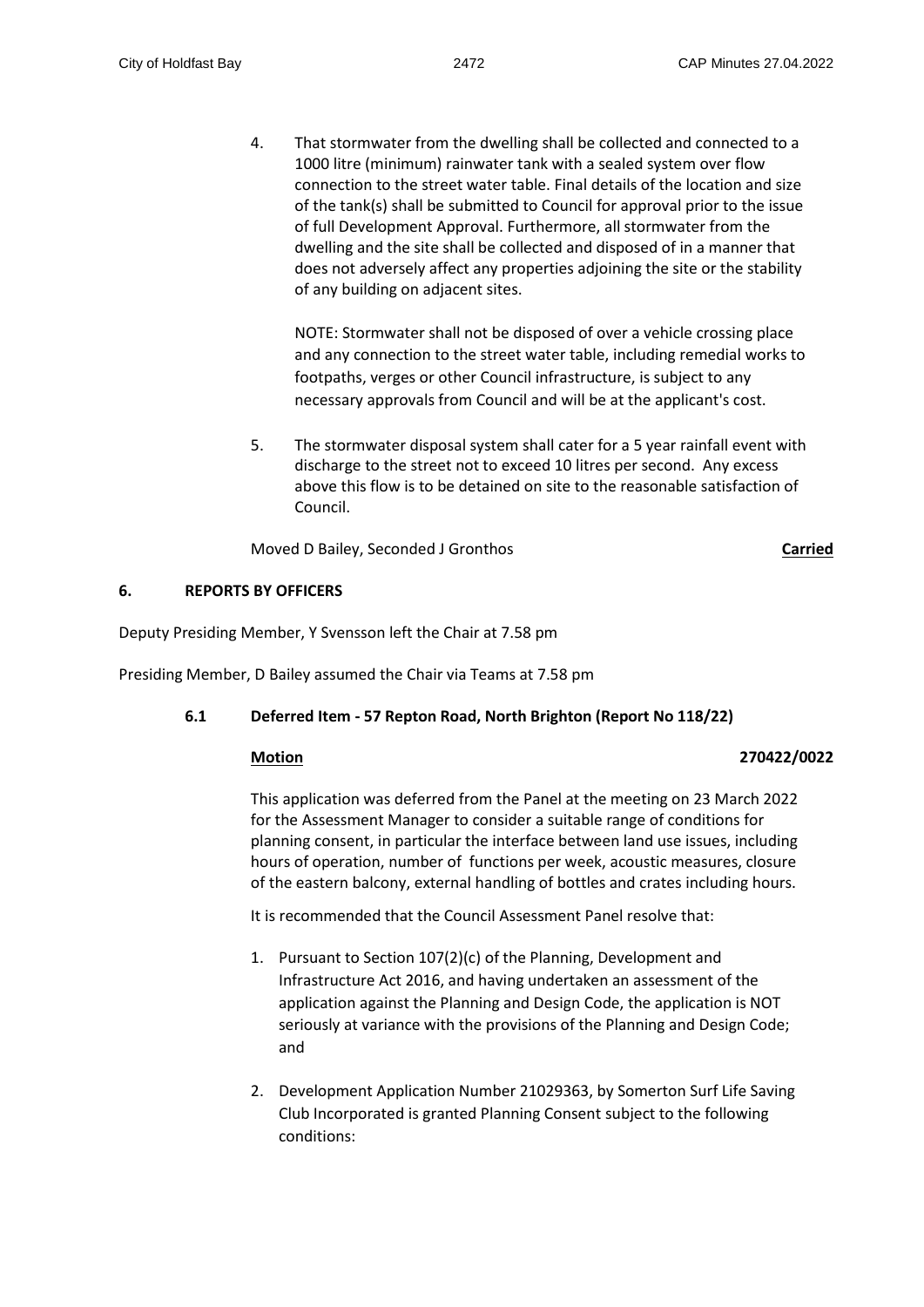4. That stormwater from the dwelling shall be collected and connected to a 1000 litre (minimum) rainwater tank with a sealed system over flow connection to the street water table. Final details of the location and size of the tank(s) shall be submitted to Council for approval prior to the issue of full Development Approval. Furthermore, all stormwater from the dwelling and the site shall be collected and disposed of in a manner that does not adversely affect any properties adjoining the site or the stability of any building on adjacent sites.

   NOTE: Stormwater shall not be disposed of over a vehicle crossing place and any connection to the street water table, including remedial works to footpaths, verges or other Council infrastructure, is subject to any necessary approvals from Council and will be at the applicant's cost.

5. The stormwater disposal system shall cater for a 5 year rainfall event with discharge to the street not to exceed 10 litres per second. Any excess above this flow is to be detained on site to the reasonable satisfaction of Council.

Moved D Bailey, Seconded J Gronthos **Carried**

## 6. REPORTS BY OFFICERS

Deputy Presiding Member, Y Svensson left the Chair at 7.58 pm

Presiding Member, D Bailey assumed the Chair via Teams at 7.58 pm

### 6.1 Deferred Item - 57 Repton Road, North Brighton (Report No 118/22)

**Motion** 270422/0022

This application was deferred from the Panel at the meeting on 23 March 2022 for the Assessment Manager to consider a suitable range of conditions for planning consent, in particular the interface between land use issues, including hours of operation, number of functions per week, acoustic measures, closure of the eastern balcony, external handling of bottles and crates including hours.

It is recommended that the Council Assessment Panel resolve that:

1. Pursuant to Section 107(2)(c) of the Planning, Development and Infrastructure Act 2016, and having undertaken an assessment of the application against the Planning and Design Code, the application is NOT seriously at variance with the provisions of the Planning and Design Code; and

2. Development Application Number 21029363, by Somerton Surf Life Saving Club Incorporated is granted Planning Consent subject to the following conditions: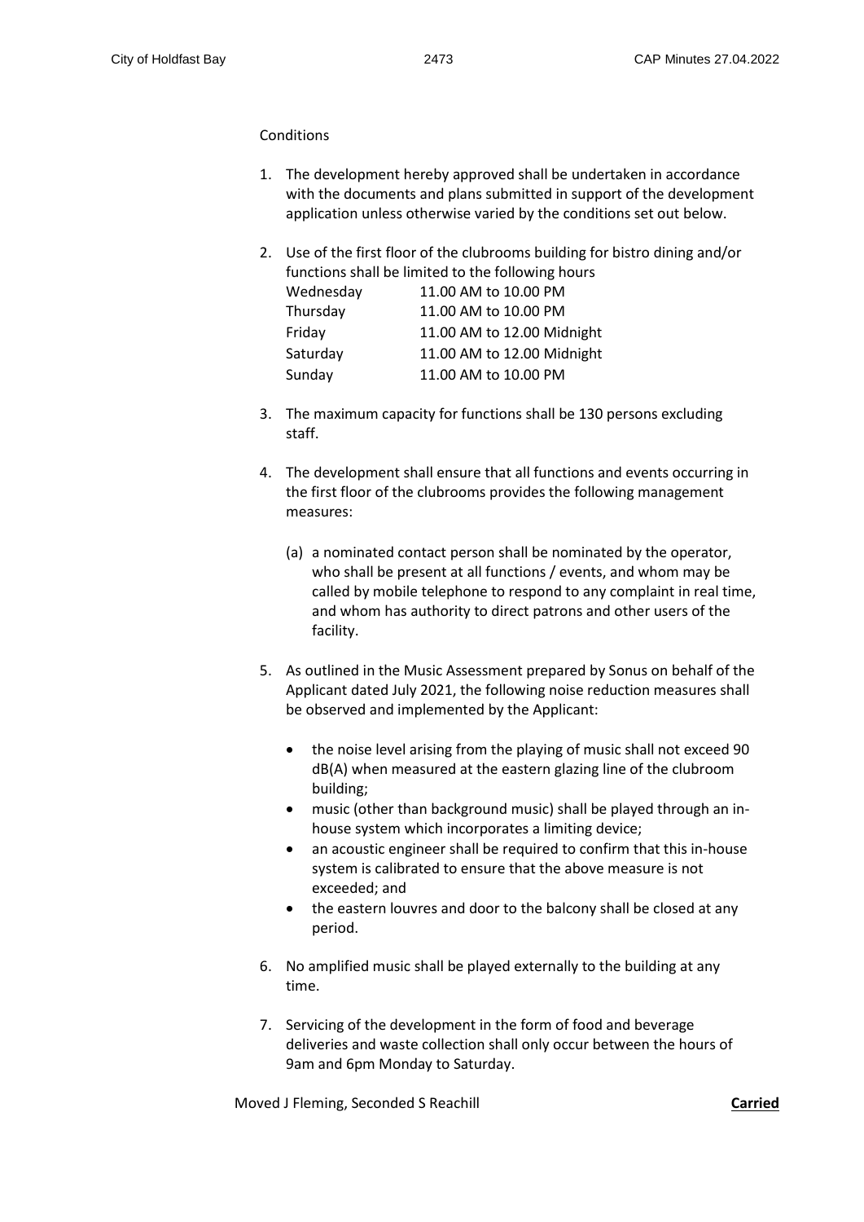Conditions

1. The development hereby approved shall be undertaken in accordance with the documents and plans submitted in support of the development application unless otherwise varied by the conditions set out below.

2. Use of the first floor of the clubrooms building for bistro dining and/or functions shall be limited to the following hours

| | |
|---|---|
| Wednesday | 11.00 AM to 10.00 PM |
| Thursday | 11.00 AM to 10.00 PM |
| Friday | 11.00 AM to 12.00 Midnight |
| Saturday | 11.00 AM to 12.00 Midnight |
| Sunday | 11.00 AM to 10.00 PM |

3. The maximum capacity for functions shall be 130 persons excluding staff.

4. The development shall ensure that all functions and events occurring in the first floor of the clubrooms provides the following management measures:

   (a) a nominated contact person shall be nominated by the operator, who shall be present at all functions / events, and whom may be called by mobile telephone to respond to any complaint in real time, and whom has authority to direct patrons and other users of the facility.

5. As outlined in the Music Assessment prepared by Sonus on behalf of the Applicant dated July 2021, the following noise reduction measures shall be observed and implemented by the Applicant:

   - the noise level arising from the playing of music shall not exceed 90 dB(A) when measured at the eastern glazing line of the clubroom building;
   - music (other than background music) shall be played through an in-house system which incorporates a limiting device;
   - an acoustic engineer shall be required to confirm that this in-house system is calibrated to ensure that the above measure is not exceeded; and
   - the eastern louvres and door to the balcony shall be closed at any period.

6. No amplified music shall be played externally to the building at any time.

7. Servicing of the development in the form of food and beverage deliveries and waste collection shall only occur between the hours of 9am and 6pm Monday to Saturday.

Moved J Fleming, Seconded S Reachill **Carried**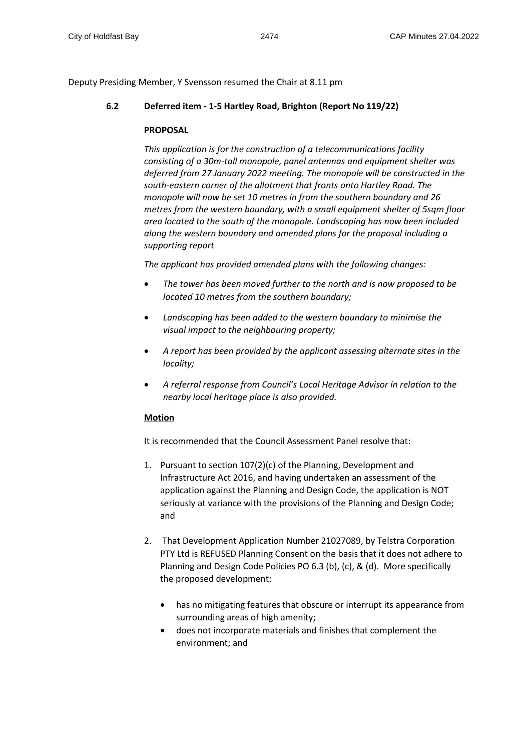Deputy Presiding Member, Y Svensson resumed the Chair at 8.11 pm

### 6.2 Deferred item - 1-5 Hartley Road, Brighton (Report No 119/22)

**PROPOSAL**

*This application is for the construction of a telecommunications facility consisting of a 30m-tall monopole, panel antennas and equipment shelter was deferred from 27 January 2022 meeting. The monopole will be constructed in the south-eastern corner of the allotment that fronts onto Hartley Road. The monopole will now be set 10 metres in from the southern boundary and 26 metres from the western boundary, with a small equipment shelter of 5sqm floor area located to the south of the monopole. Landscaping has now been included along the western boundary and amended plans for the proposal including a supporting report*

*The applicant has provided amended plans with the following changes:*

- *The tower has been moved further to the north and is now proposed to be located 10 metres from the southern boundary;*
- *Landscaping has been added to the western boundary to minimise the visual impact to the neighbouring property;*
- *A report has been provided by the applicant assessing alternate sites in the locality;*
- *A referral response from Council's Local Heritage Advisor in relation to the nearby local heritage place is also provided.*

**<u>Motion</u>**

It is recommended that the Council Assessment Panel resolve that:

1. Pursuant to section 107(2)(c) of the Planning, Development and Infrastructure Act 2016, and having undertaken an assessment of the application against the Planning and Design Code, the application is NOT seriously at variance with the provisions of the Planning and Design Code; and
2. That Development Application Number 21027089, by Telstra Corporation PTY Ltd is REFUSED Planning Consent on the basis that it does not adhere to Planning and Design Code Policies PO 6.3 (b), (c), & (d). More specifically the proposed development:
   - has no mitigating features that obscure or interrupt its appearance from surrounding areas of high amenity;
   - does not incorporate materials and finishes that complement the environment; and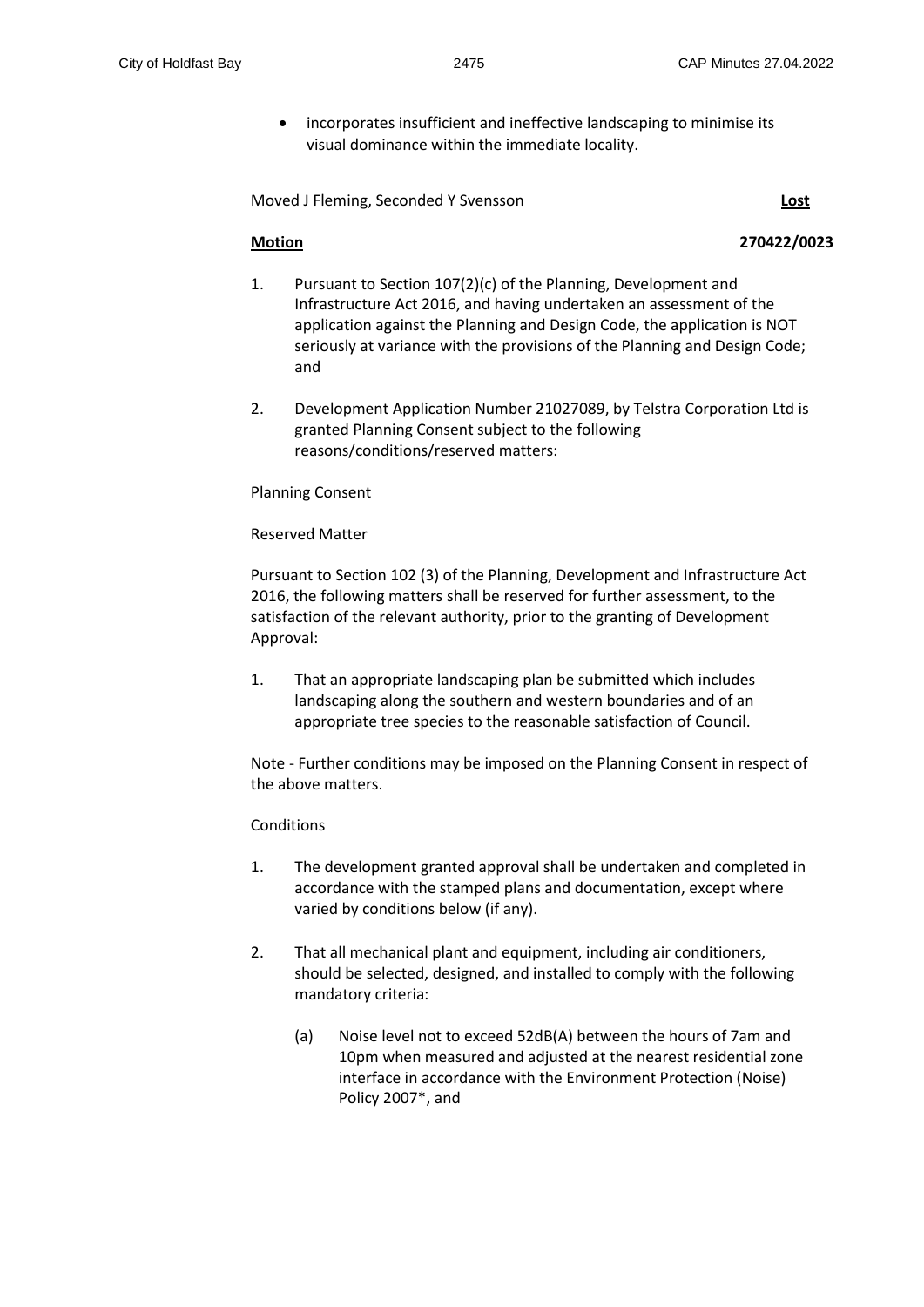- incorporates insufficient and ineffective landscaping to minimise its visual dominance within the immediate locality.

Moved J Fleming, Seconded Y Svensson **Lost**

**Motion** **270422/0023**

1. Pursuant to Section 107(2)(c) of the Planning, Development and Infrastructure Act 2016, and having undertaken an assessment of the application against the Planning and Design Code, the application is NOT seriously at variance with the provisions of the Planning and Design Code; and

2. Development Application Number 21027089, by Telstra Corporation Ltd is granted Planning Consent subject to the following reasons/conditions/reserved matters:

Planning Consent

Reserved Matter

Pursuant to Section 102 (3) of the Planning, Development and Infrastructure Act 2016, the following matters shall be reserved for further assessment, to the satisfaction of the relevant authority, prior to the granting of Development Approval:

1. That an appropriate landscaping plan be submitted which includes landscaping along the southern and western boundaries and of an appropriate tree species to the reasonable satisfaction of Council.

Note - Further conditions may be imposed on the Planning Consent in respect of the above matters.

Conditions

1. The development granted approval shall be undertaken and completed in accordance with the stamped plans and documentation, except where varied by conditions below (if any).

2. That all mechanical plant and equipment, including air conditioners, should be selected, designed, and installed to comply with the following mandatory criteria:

   (a) Noise level not to exceed 52dB(A) between the hours of 7am and 10pm when measured and adjusted at the nearest residential zone interface in accordance with the Environment Protection (Noise) Policy 2007*, and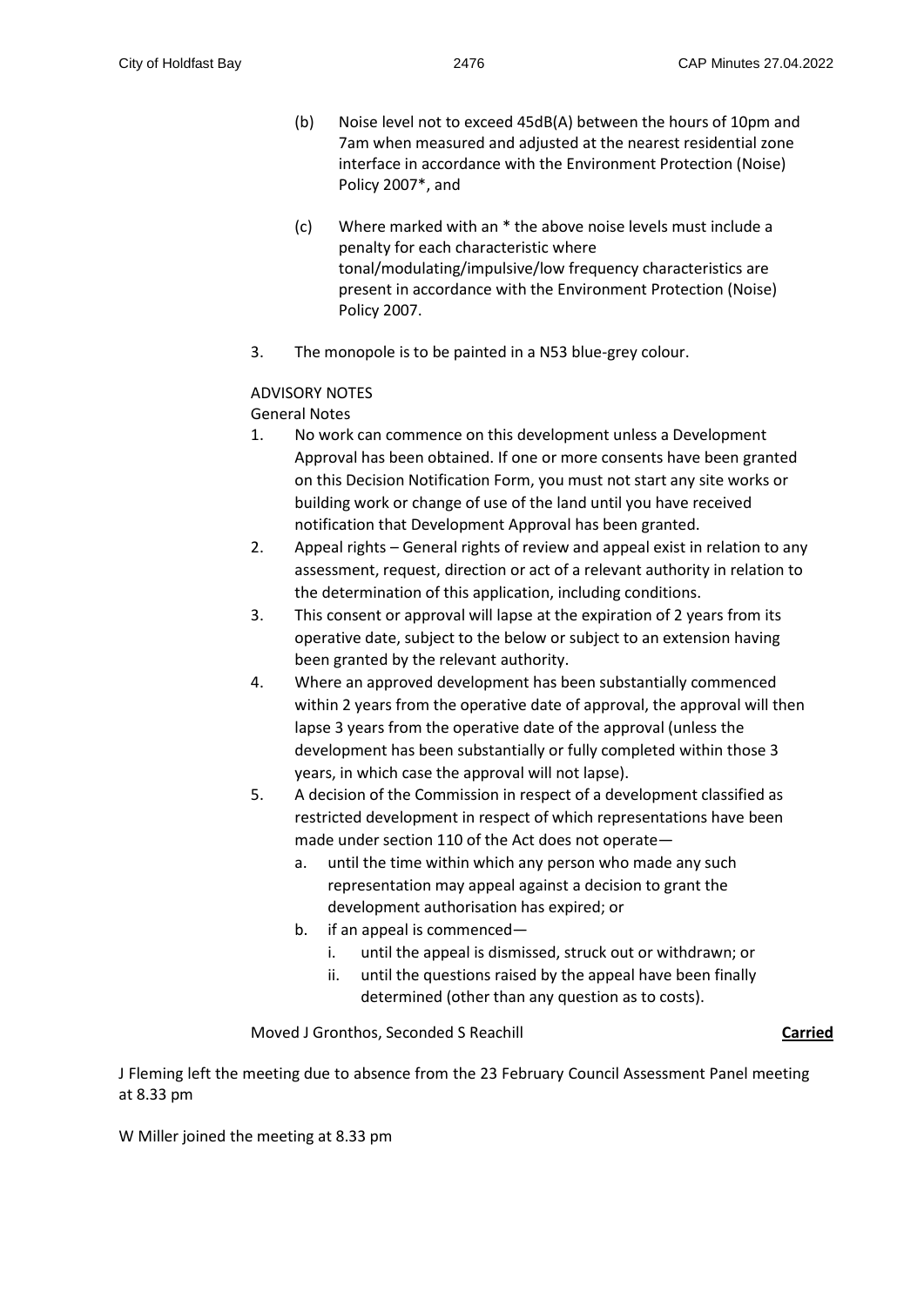(b) Noise level not to exceed 45dB(A) between the hours of 10pm and 7am when measured and adjusted at the nearest residential zone interface in accordance with the Environment Protection (Noise) Policy 2007*, and

(c) Where marked with an * the above noise levels must include a penalty for each characteristic where tonal/modulating/impulsive/low frequency characteristics are present in accordance with the Environment Protection (Noise) Policy 2007.

3. The monopole is to be painted in a N53 blue-grey colour.

ADVISORY NOTES

General Notes

1. No work can commence on this development unless a Development Approval has been obtained. If one or more consents have been granted on this Decision Notification Form, you must not start any site works or building work or change of use of the land until you have received notification that Development Approval has been granted.
2. Appeal rights – General rights of review and appeal exist in relation to any assessment, request, direction or act of a relevant authority in relation to the determination of this application, including conditions.
3. This consent or approval will lapse at the expiration of 2 years from its operative date, subject to the below or subject to an extension having been granted by the relevant authority.
4. Where an approved development has been substantially commenced within 2 years from the operative date of approval, the approval will then lapse 3 years from the operative date of the approval (unless the development has been substantially or fully completed within those 3 years, in which case the approval will not lapse).
5. A decision of the Commission in respect of a development classified as restricted development in respect of which representations have been made under section 110 of the Act does not operate—
   a. until the time within which any person who made any such representation may appeal against a decision to grant the development authorisation has expired; or
   b. if an appeal is commenced—
      i. until the appeal is dismissed, struck out or withdrawn; or
      ii. until the questions raised by the appeal have been finally determined (other than any question as to costs).

Moved J Gronthos, Seconded S Reachill **Carried**

J Fleming left the meeting due to absence from the 23 February Council Assessment Panel meeting at 8.33 pm

W Miller joined the meeting at 8.33 pm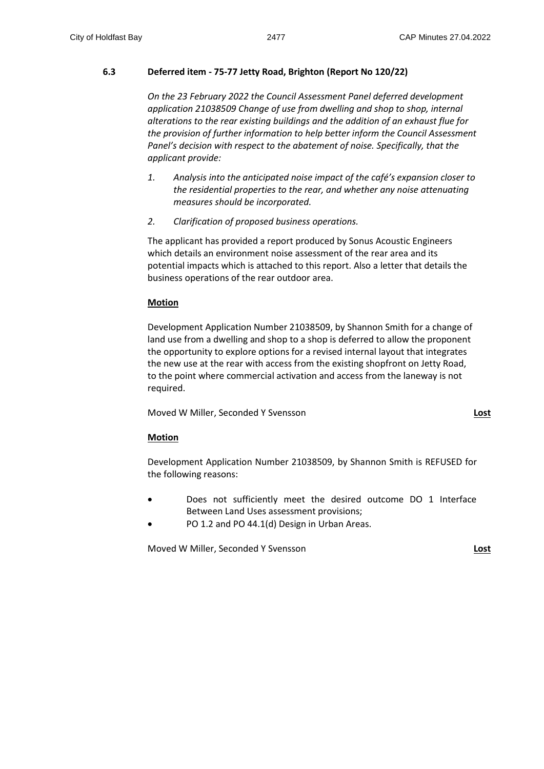### 6.3 Deferred item - 75-77 Jetty Road, Brighton (Report No 120/22)

*On the 23 February 2022 the Council Assessment Panel deferred development application 21038509 Change of use from dwelling and shop to shop, internal alterations to the rear existing buildings and the addition of an exhaust flue for the provision of further information to help better inform the Council Assessment Panel's decision with respect to the abatement of noise. Specifically, that the applicant provide:*

1. *Analysis into the anticipated noise impact of the café's expansion closer to the residential properties to the rear, and whether any noise attenuating measures should be incorporated.*
2. *Clarification of proposed business operations.*

The applicant has provided a report produced by Sonus Acoustic Engineers which details an environment noise assessment of the rear area and its potential impacts which is attached to this report. Also a letter that details the business operations of the rear outdoor area.

**Motion**

Development Application Number 21038509, by Shannon Smith for a change of land use from a dwelling and shop to a shop is deferred to allow the proponent the opportunity to explore options for a revised internal layout that integrates the new use at the rear with access from the existing shopfront on Jetty Road, to the point where commercial activation and access from the laneway is not required.

Moved W Miller, Seconded Y Svensson **Lost**

**Motion**

Development Application Number 21038509, by Shannon Smith is REFUSED for the following reasons:

- Does not sufficiently meet the desired outcome DO 1 Interface Between Land Uses assessment provisions;
- PO 1.2 and PO 44.1(d) Design in Urban Areas.

Moved W Miller, Seconded Y Svensson **Lost**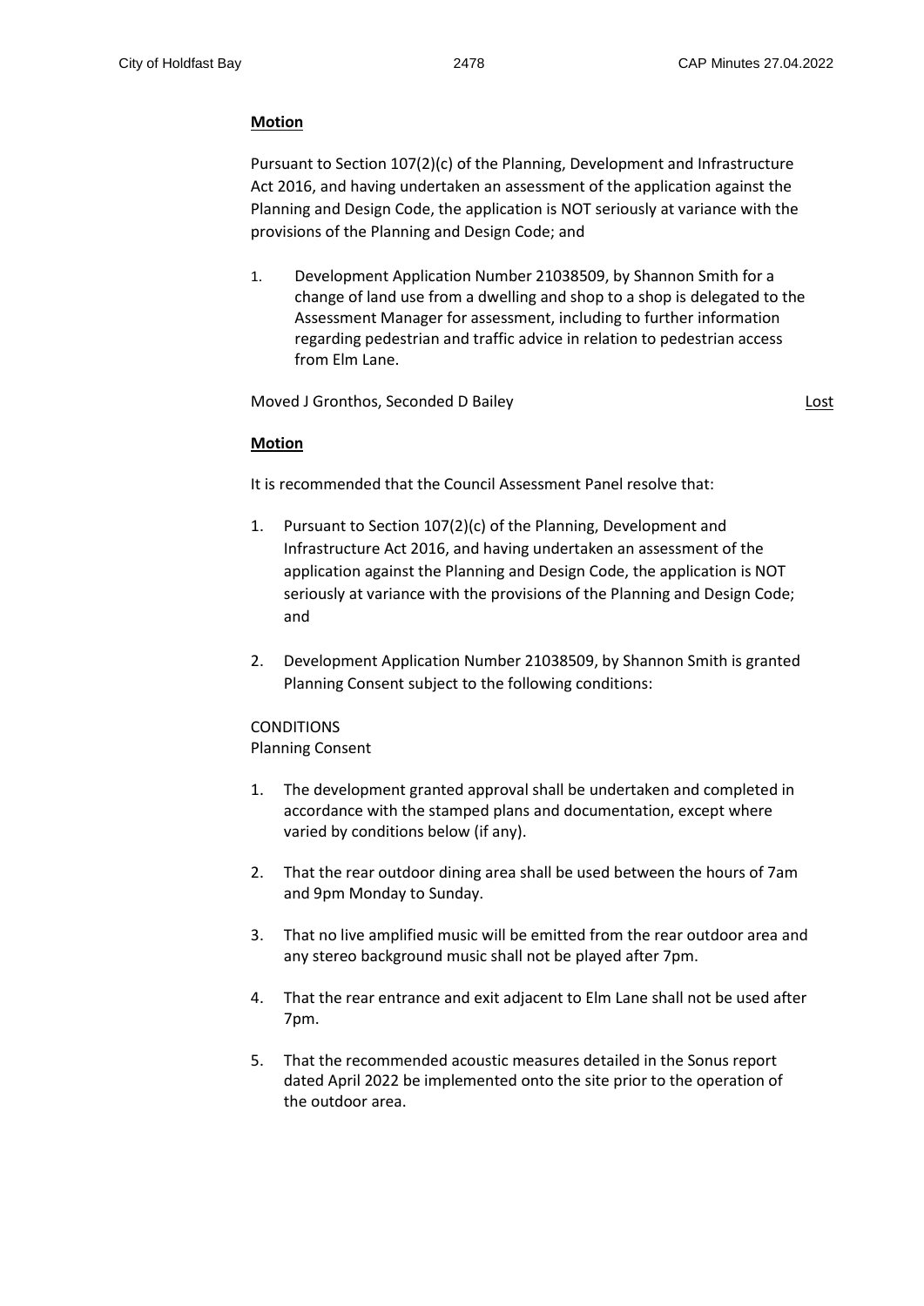**Motion**

Pursuant to Section 107(2)(c) of the Planning, Development and Infrastructure Act 2016, and having undertaken an assessment of the application against the Planning and Design Code, the application is NOT seriously at variance with the provisions of the Planning and Design Code; and

1. Development Application Number 21038509, by Shannon Smith for a change of land use from a dwelling and shop to a shop is delegated to the Assessment Manager for assessment, including to further information regarding pedestrian and traffic advice in relation to pedestrian access from Elm Lane.

Moved J Gronthos, Seconded D Bailey <u>Lost</u>

**Motion**

It is recommended that the Council Assessment Panel resolve that:

1. Pursuant to Section 107(2)(c) of the Planning, Development and Infrastructure Act 2016, and having undertaken an assessment of the application against the Planning and Design Code, the application is NOT seriously at variance with the provisions of the Planning and Design Code; and

2. Development Application Number 21038509, by Shannon Smith is granted Planning Consent subject to the following conditions:

CONDITIONS
Planning Consent

1. The development granted approval shall be undertaken and completed in accordance with the stamped plans and documentation, except where varied by conditions below (if any).

2. That the rear outdoor dining area shall be used between the hours of 7am and 9pm Monday to Sunday.

3. That no live amplified music will be emitted from the rear outdoor area and any stereo background music shall not be played after 7pm.

4. That the rear entrance and exit adjacent to Elm Lane shall not be used after 7pm.

5. That the recommended acoustic measures detailed in the Sonus report dated April 2022 be implemented onto the site prior to the operation of the outdoor area.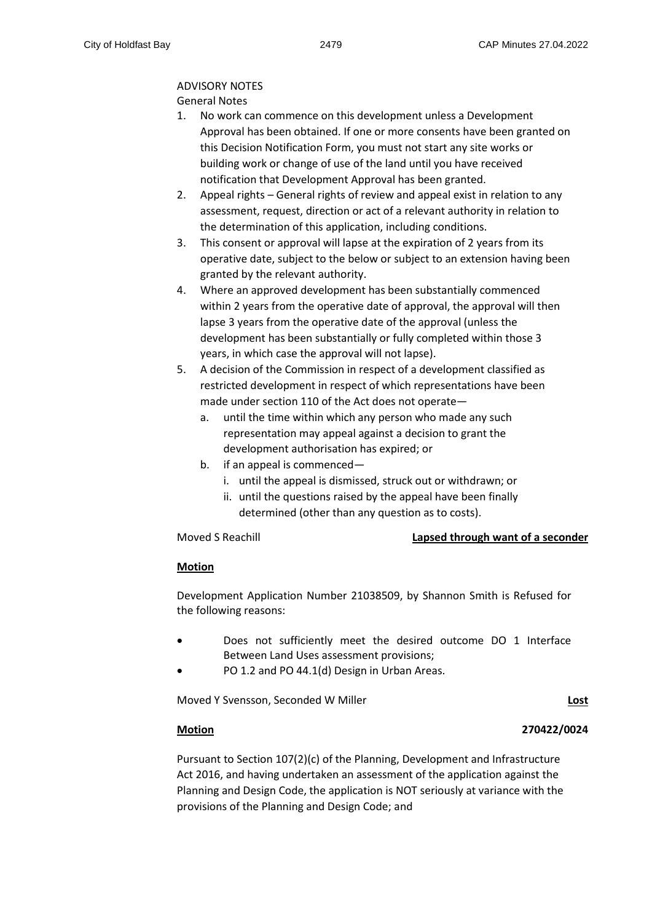ADVISORY NOTES

General Notes

1. No work can commence on this development unless a Development Approval has been obtained. If one or more consents have been granted on this Decision Notification Form, you must not start any site works or building work or change of use of the land until you have received notification that Development Approval has been granted.
2. Appeal rights – General rights of review and appeal exist in relation to any assessment, request, direction or act of a relevant authority in relation to the determination of this application, including conditions.
3. This consent or approval will lapse at the expiration of 2 years from its operative date, subject to the below or subject to an extension having been granted by the relevant authority.
4. Where an approved development has been substantially commenced within 2 years from the operative date of approval, the approval will then lapse 3 years from the operative date of the approval (unless the development has been substantially or fully completed within those 3 years, in which case the approval will not lapse).
5. A decision of the Commission in respect of a development classified as restricted development in respect of which representations have been made under section 110 of the Act does not operate—
   a. until the time within which any person who made any such representation may appeal against a decision to grant the development authorisation has expired; or
   b. if an appeal is commenced—
      i. until the appeal is dismissed, struck out or withdrawn; or
      ii. until the questions raised by the appeal have been finally determined (other than any question as to costs).

Moved S Reachill **Lapsed through want of a seconder**

**Motion**

Development Application Number 21038509, by Shannon Smith is Refused for the following reasons:

- Does not sufficiently meet the desired outcome DO 1 Interface Between Land Uses assessment provisions;
- PO 1.2 and PO 44.1(d) Design in Urban Areas.

Moved Y Svensson, Seconded W Miller **Lost**

**Motion** **270422/0024**

Pursuant to Section 107(2)(c) of the Planning, Development and Infrastructure Act 2016, and having undertaken an assessment of the application against the Planning and Design Code, the application is NOT seriously at variance with the provisions of the Planning and Design Code; and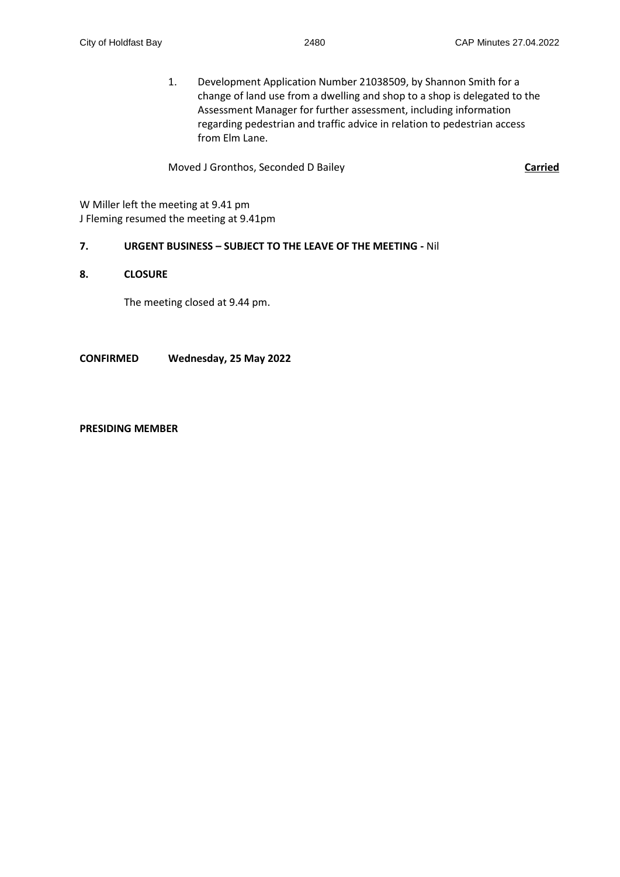1. Development Application Number 21038509, by Shannon Smith for a change of land use from a dwelling and shop to a shop is delegated to the Assessment Manager for further assessment, including information regarding pedestrian and traffic advice in relation to pedestrian access from Elm Lane.

Moved J Gronthos, Seconded D Bailey **Carried**

W Miller left the meeting at 9.41 pm
J Fleming resumed the meeting at 9.41pm

**7. URGENT BUSINESS – SUBJECT TO THE LEAVE OF THE MEETING -** Nil

**8. CLOSURE**

The meeting closed at 9.44 pm.

**CONFIRMED Wednesday, 25 May 2022**

**PRESIDING MEMBER**